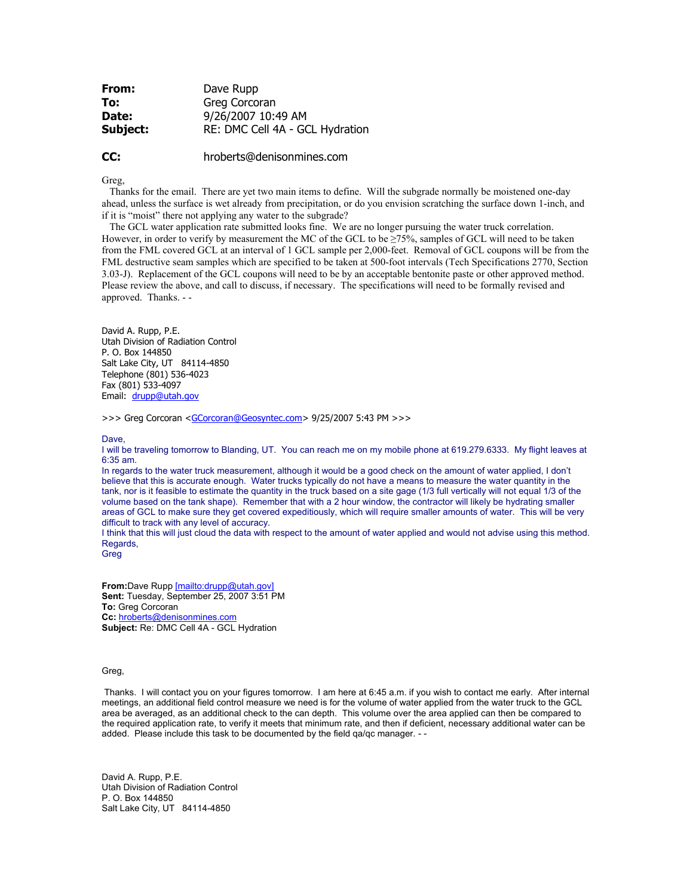| | |
|---|---|
| **From:** | Dave Rupp |
| **To:** | Greg Corcoran |
| **Date:** | 9/26/2007 10:49 AM |
| **Subject:** | RE: DMC Cell 4A - GCL Hydration |
| **CC:** | hroberts@denisonmines.com |

Greg,

Thanks for the email. There are yet two main items to define. Will the subgrade normally be moistened one-day ahead, unless the surface is wet already from precipitation, or do you envision scratching the surface down 1-inch, and if it is "moist" there not applying any water to the subgrade?

The GCL water application rate submitted looks fine. We are no longer pursuing the water truck correlation. However, in order to verify by measurement the MC of the GCL to be ≥75%, samples of GCL will need to be taken from the FML covered GCL at an interval of 1 GCL sample per 2,000-feet. Removal of GCL coupons will be from the FML destructive seam samples which are specified to be taken at 500-foot intervals (Tech Specifications 2770, Section 3.03-J). Replacement of the GCL coupons will need to be by an acceptable bentonite paste or other approved method. Please review the above, and call to discuss, if necessary. The specifications will need to be formally revised and approved. Thanks. - -

David A. Rupp, P.E.
Utah Division of Radiation Control
P. O. Box 144850
Salt Lake City, UT 84114-4850
Telephone (801) 536-4023
Fax (801) 533-4097
Email: drupp@utah.gov

>>> Greg Corcoran <GCorcoran@Geosyntec.com> 9/25/2007 5:43 PM >>>

Dave,

I will be traveling tomorrow to Blanding, UT. You can reach me on my mobile phone at 619.279.6333. My flight leaves at 6:35 am.

In regards to the water truck measurement, although it would be a good check on the amount of water applied, I don't believe that this is accurate enough. Water trucks typically do not have a means to measure the water quantity in the tank, nor is it feasible to estimate the quantity in the truck based on a site gage (1/3 full vertically will not equal 1/3 of the volume based on the tank shape). Remember that with a 2 hour window, the contractor will likely be hydrating smaller areas of GCL to make sure they get covered expeditiously, which will require smaller amounts of water. This will be very difficult to track with any level of accuracy.

I think that this will just cloud the data with respect to the amount of water applied and would not advise using this method.

Regards,
Greg

**From:** Dave Rupp [mailto:drupp@utah.gov]
**Sent:** Tuesday, September 25, 2007 3:51 PM
**To:** Greg Corcoran
**Cc:** hroberts@denisonmines.com
**Subject:** Re: DMC Cell 4A - GCL Hydration

Greg,

Thanks. I will contact you on your figures tomorrow. I am here at 6:45 a.m. if you wish to contact me early. After internal meetings, an additional field control measure we need is for the volume of water applied from the water truck to the GCL area be averaged, as an additional check to the can depth. This volume over the area applied can then be compared to the required application rate, to verify it meets that minimum rate, and then if deficient, necessary additional water can be added. Please include this task to be documented by the field qa/qc manager. - -

David A. Rupp, P.E.
Utah Division of Radiation Control
P. O. Box 144850
Salt Lake City, UT 84114-4850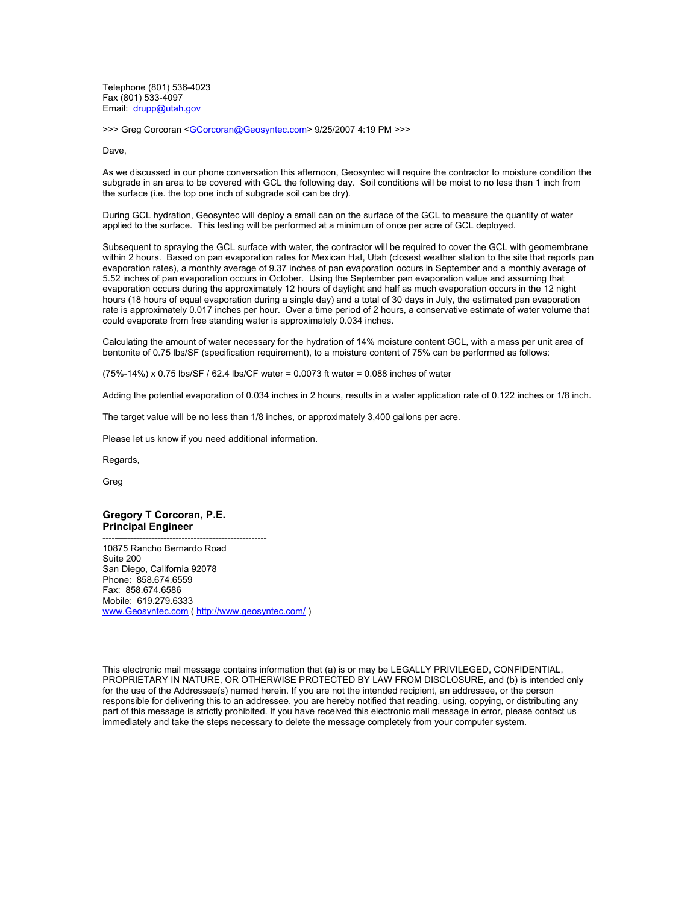Telephone (801) 536-4023
Fax (801) 533-4097
Email: drupp@utah.gov

>>> Greg Corcoran <GCorcoran@Geosyntec.com> 9/25/2007 4:19 PM >>>

Dave,

As we discussed in our phone conversation this afternoon, Geosyntec will require the contractor to moisture condition the subgrade in an area to be covered with GCL the following day. Soil conditions will be moist to no less than 1 inch from the surface (i.e. the top one inch of subgrade soil can be dry).

During GCL hydration, Geosyntec will deploy a small can on the surface of the GCL to measure the quantity of water applied to the surface. This testing will be performed at a minimum of once per acre of GCL deployed.

Subsequent to spraying the GCL surface with water, the contractor will be required to cover the GCL with geomembrane within 2 hours. Based on pan evaporation rates for Mexican Hat, Utah (closest weather station to the site that reports pan evaporation rates), a monthly average of 9.37 inches of pan evaporation occurs in September and a monthly average of 5.52 inches of pan evaporation occurs in October. Using the September pan evaporation value and assuming that evaporation occurs during the approximately 12 hours of daylight and half as much evaporation occurs in the 12 night hours (18 hours of equal evaporation during a single day) and a total of 30 days in July, the estimated pan evaporation rate is approximately 0.017 inches per hour. Over a time period of 2 hours, a conservative estimate of water volume that could evaporate from free standing water is approximately 0.034 inches.

Calculating the amount of water necessary for the hydration of 14% moisture content GCL, with a mass per unit area of bentonite of 0.75 lbs/SF (specification requirement), to a moisture content of 75% can be performed as follows:

(75%-14%) x 0.75 lbs/SF / 62.4 lbs/CF water = 0.0073 ft water = 0.088 inches of water

Adding the potential evaporation of 0.034 inches in 2 hours, results in a water application rate of 0.122 inches or 1/8 inch.

The target value will be no less than 1/8 inches, or approximately 3,400 gallons per acre.

Please let us know if you need additional information.

Regards,

Greg

**Gregory T Corcoran, P.E.**
**Principal Engineer**

---

10875 Rancho Bernardo Road
Suite 200
San Diego, California 92078
Phone: 858.674.6559
Fax: 858.674.6586
Mobile: 619.279.6333
www.Geosyntec.com ( http://www.geosyntec.com/ )

This electronic mail message contains information that (a) is or may be LEGALLY PRIVILEGED, CONFIDENTIAL, PROPRIETARY IN NATURE, OR OTHERWISE PROTECTED BY LAW FROM DISCLOSURE, and (b) is intended only for the use of the Addressee(s) named herein. If you are not the intended recipient, an addressee, or the person responsible for delivering this to an addressee, you are hereby notified that reading, using, copying, or distributing any part of this message is strictly prohibited. If you have received this electronic mail message in error, please contact us immediately and take the steps necessary to delete the message completely from your computer system.